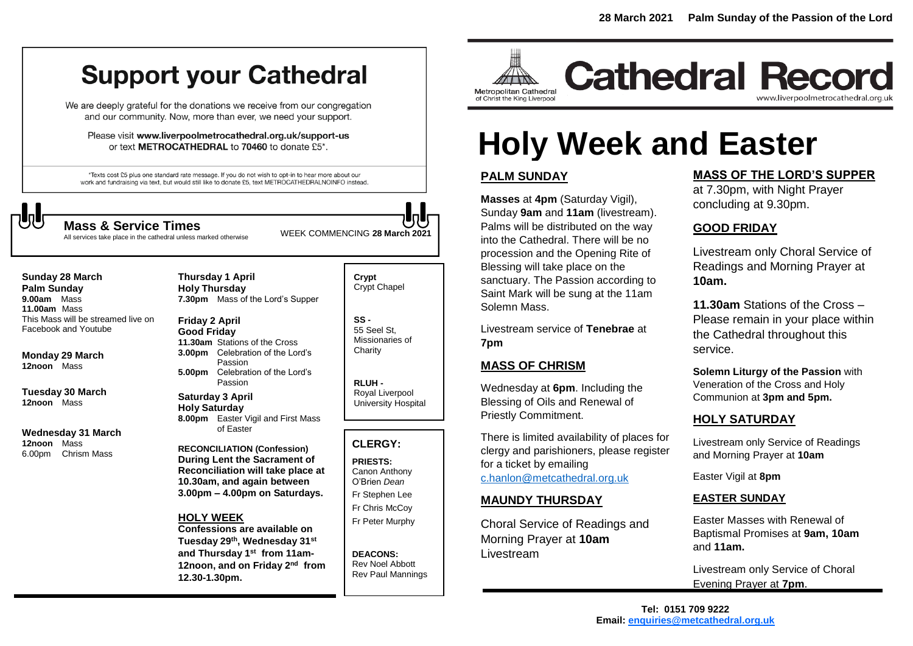# Support your Cathedral

We are deeply grateful for the donations we receive from our congregation and our community. Now, more than ever, we need your support.

Please visit **www.liverpoolmetrocathedral.org.uk/support-us** or text **METROCATHEDRAL** to **70460** to donate £5*.

*Texts cost £5 plus one standard rate message. If you do not wish to opt-in to hear more about our work and fundraising via text, but would still like to donate £5, text METROCATHEDRALNOINFO instead.

## Mass & Service Times

All services take place in the cathedral unless marked otherwise

WEEK COMMENCING **28 March 2021**

**Sunday 28 March**
**Palm Sunday**
**9.00am** Mass
**11.00am** Mass
This Mass will be streamed live on Facebook and Youtube

**Monday 29 March**
**12noon** Mass

**Tuesday 30 March**
**12noon** Mass

**Wednesday 31 March**
**12noon** Mass
6.00pm Chrism Mass

**Thursday 1 April**
**Holy Thursday**
**7.30pm** Mass of the Lord's Supper

**Friday 2 April**
**Good Friday**
**11.30am** Stations of the Cross
**3.00pm** Celebration of the Lord's Passion
**5.00pm** Celebration of the Lord's Passion

**Saturday 3 April**
**Holy Saturday**
**8.00pm** Easter Vigil and First Mass of Easter

**RECONCILIATION (Confession)**
**During Lent the Sacrament of Reconciliation will take place at 10.30am, and again between 3.00pm – 4.00pm on Saturdays.**

**HOLY WEEK**
**Confessions are available on Tuesday 29th, Wednesday 31st and Thursday 1st from 11am-12noon, and on Friday 2nd from 12.30-1.30pm.**

**Crypt**
Crypt Chapel

**SS -**
55 Seel St, Missionaries of Charity

**RLUH -**
Royal Liverpool University Hospital

### CLERGY:

**PRIESTS:**
Canon Anthony O'Brien *Dean*
Fr Stephen Lee
Fr Chris McCoy
Fr Peter Murphy

**DEACONS:**
Rev Noel Abbott
Rev Paul Mannings

**28 March 2021 Palm Sunday of the Passion of the Lord**

Metropolitan Cathedral of Christ the King Liverpool

# Cathedral Record

www.liverpoolmetrocathedral.org.uk

# Holy Week and Easter

## PALM SUNDAY

**Masses** at **4pm** (Saturday Vigil), Sunday **9am** and **11am** (livestream). Palms will be distributed on the way into the Cathedral. There will be no procession and the Opening Rite of Blessing will take place on the sanctuary. The Passion according to Saint Mark will be sung at the 11am Solemn Mass.

Livestream service of **Tenebrae** at **7pm**

## MASS OF CHRISM

Wednesday at **6pm**. Including the Blessing of Oils and Renewal of Priestly Commitment.

There is limited availability of places for clergy and parishioners, please register for a ticket by emailing c.hanlon@metcathedral.org.uk

## MAUNDY THURSDAY

Choral Service of Readings and Morning Prayer at **10am** Livestream

## MASS OF THE LORD'S SUPPER

at 7.30pm, with Night Prayer concluding at 9.30pm.

## GOOD FRIDAY

Livestream only Choral Service of Readings and Morning Prayer at **10am.**

**11.30am** Stations of the Cross – Please remain in your place within the Cathedral throughout this service.

**Solemn Liturgy of the Passion** with Veneration of the Cross and Holy Communion at **3pm and 5pm.**

## HOLY SATURDAY

Livestream only Service of Readings and Morning Prayer at **10am**

Easter Vigil at **8pm**

## EASTER SUNDAY

Easter Masses with Renewal of Baptismal Promises at **9am, 10am** and **11am.**

Livestream only Service of Choral Evening Prayer at **7pm**.

**Tel: 0151 709 9222**
**Email: enquiries@metcathedral.org.uk**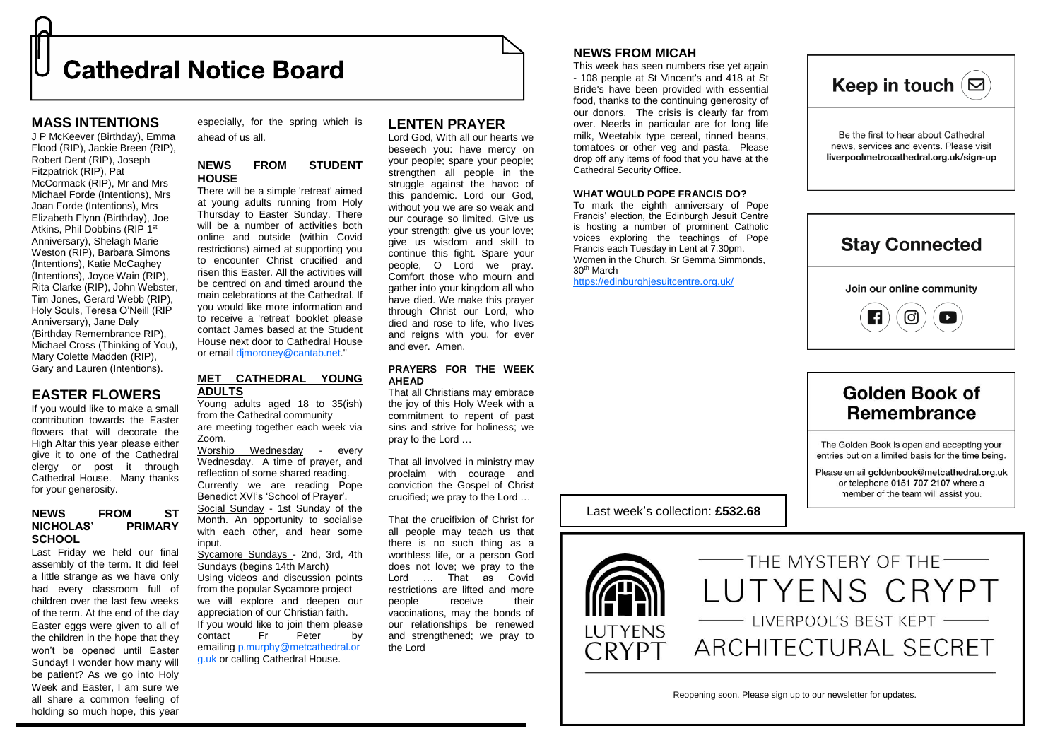# Cathedral Notice Board

## MASS INTENTIONS

J P McKeever (Birthday), Emma Flood (RIP), Jackie Breen (RIP), Robert Dent (RIP), Joseph Fitzpatrick (RIP), Pat McCormack (RIP), Mr and Mrs Michael Forde (Intentions), Mrs Joan Forde (Intentions), Mrs Elizabeth Flynn (Birthday), Joe Atkins, Phil Dobbins (RIP 1st Anniversary), Shelagh Marie Weston (RIP), Barbara Simons (Intentions), Katie McCaghey (Intentions), Joyce Wain (RIP), Rita Clarke (RIP), John Webster, Tim Jones, Gerard Webb (RIP), Holy Souls, Teresa O'Neill (RIP Anniversary), Jane Daly (Birthday Remembrance RIP), Michael Cross (Thinking of You), Mary Colette Madden (RIP), Gary and Lauren (Intentions).

## EASTER FLOWERS

If you would like to make a small contribution towards the Easter flowers that will decorate the High Altar this year please either give it to one of the Cathedral clergy or post it through Cathedral House. Many thanks for your generosity.

### NEWS FROM ST NICHOLAS' PRIMARY SCHOOL

Last Friday we held our final assembly of the term. It did feel a little strange as we have only had every classroom full of children over the last few weeks of the term. At the end of the day Easter eggs were given to all of the children in the hope that they won't be opened until Easter Sunday! I wonder how many will be patient? As we go into Holy Week and Easter, I am sure we all share a common feeling of holding so much hope, this year especially, for the spring which is ahead of us all.

### NEWS FROM STUDENT HOUSE

There will be a simple 'retreat' aimed at young adults running from Holy Thursday to Easter Sunday. There will be a number of activities both online and outside (within Covid restrictions) aimed at supporting you to encounter Christ crucified and risen this Easter. All the activities will be centred on and timed around the main celebrations at the Cathedral. If you would like more information and to receive a 'retreat' booklet please contact James based at the Student House next door to Cathedral House or email djmoroney@cantab.net."

### MET CATHEDRAL YOUNG ADULTS

Young adults aged 18 to 35(ish) from the Cathedral community are meeting together each week via Zoom.

Worship Wednesday - every Wednesday. A time of prayer, and reflection of some shared reading. Currently we are reading Pope Benedict XVI's 'School of Prayer'.

Social Sunday - 1st Sunday of the Month. An opportunity to socialise with each other, and hear some input.

Sycamore Sundays - 2nd, 3rd, 4th Sundays (begins 14th March)

Using videos and discussion points from the popular Sycamore project we will explore and deepen our appreciation of our Christian faith.

If you would like to join them please contact Fr Peter by emailing p.murphy@metcathedral.org.uk or calling Cathedral House.

## LENTEN PRAYER

Lord God, With all our hearts we beseech you: have mercy on your people; spare your people; strengthen all people in the struggle against the havoc of this pandemic. Lord our God, without you we are so weak and our courage so limited. Give us your strength; give us your love; give us wisdom and skill to continue this fight. Spare your people, O Lord we pray. Comfort those who mourn and gather into your kingdom all who have died. We make this prayer through Christ our Lord, who died and rose to life, who lives and reigns with you, for ever and ever. Amen.

### PRAYERS FOR THE WEEK AHEAD

That all Christians may embrace the joy of this Holy Week with a commitment to repent of past sins and strive for holiness; we pray to the Lord …

That all involved in ministry may proclaim with courage and conviction the Gospel of Christ crucified; we pray to the Lord …

That the crucifixion of Christ for all people may teach us that there is no such thing as a worthless life, or a person God does not love; we pray to the Lord … That as Covid restrictions are lifted and more people receive their vaccinations, may the bonds of our relationships be renewed and strengthened; we pray to the Lord

### NEWS FROM MICAH

This week has seen numbers rise yet again - 108 people at St Vincent's and 418 at St Bride's have been provided with essential food, thanks to the continuing generosity of our donors. The crisis is clearly far from over. Needs in particular are for long life milk, Weetabix type cereal, tinned beans, tomatoes or other veg and pasta. Please drop off any items of food that you have at the Cathedral Security Office.

### WHAT WOULD POPE FRANCIS DO?

To mark the eighth anniversary of Pope Francis' election, the Edinburgh Jesuit Centre is hosting a number of prominent Catholic voices exploring the teachings of Pope Francis each Tuesday in Lent at 7.30pm. Women in the Church, Sr Gemma Simmonds, 30th March

https://edinburghjesuitcentre.org.uk/

Last week's collection: **£532.68**

## Keep in touch

Be the first to hear about Cathedral news, services and events. Please visit **liverpoolmetrocathedral.org.uk/sign-up**

## Stay Connected

Join our online community

## Golden Book of Remembrance

The Golden Book is open and accepting your entries but on a limited basis for the time being.

Please email **goldenbook@metcathedral.org.uk** or telephone **0151 707 2107** where a member of the team will assist you.

LUTYENS CRYPT

THE MYSTERY OF THE LUTYENS CRYPT — LIVERPOOL'S BEST KEPT ARCHITECTURAL SECRET

Reopening soon. Please sign up to our newsletter for updates.